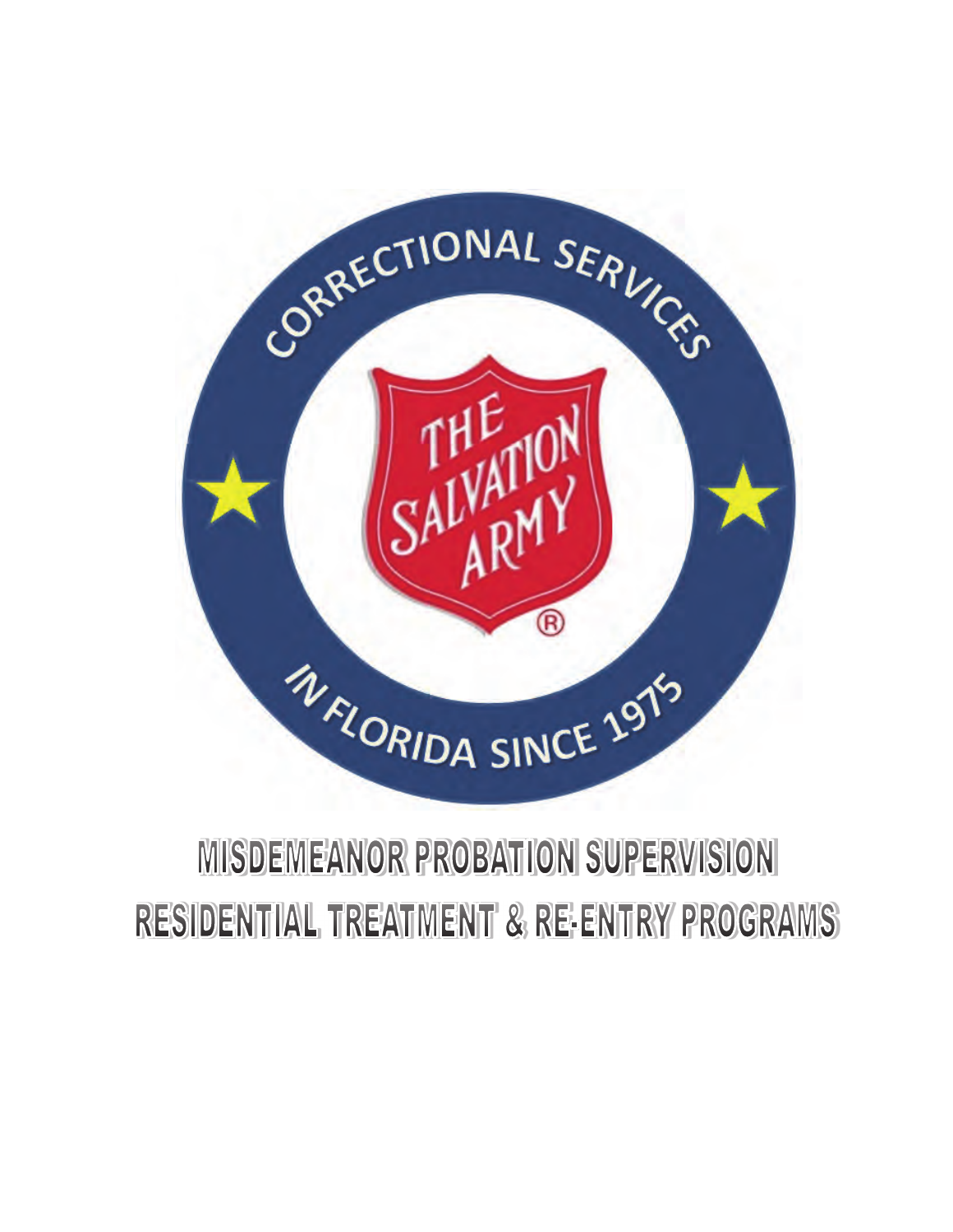CORRECTIONAL SERVICES

THE SALVATION ARMY ®

IN FLORIDA SINCE 1975

# MISDEMEANOR PROBATION SUPERVISION

# RESIDENTIAL TREATMENT & RE-ENTRY PROGRAMS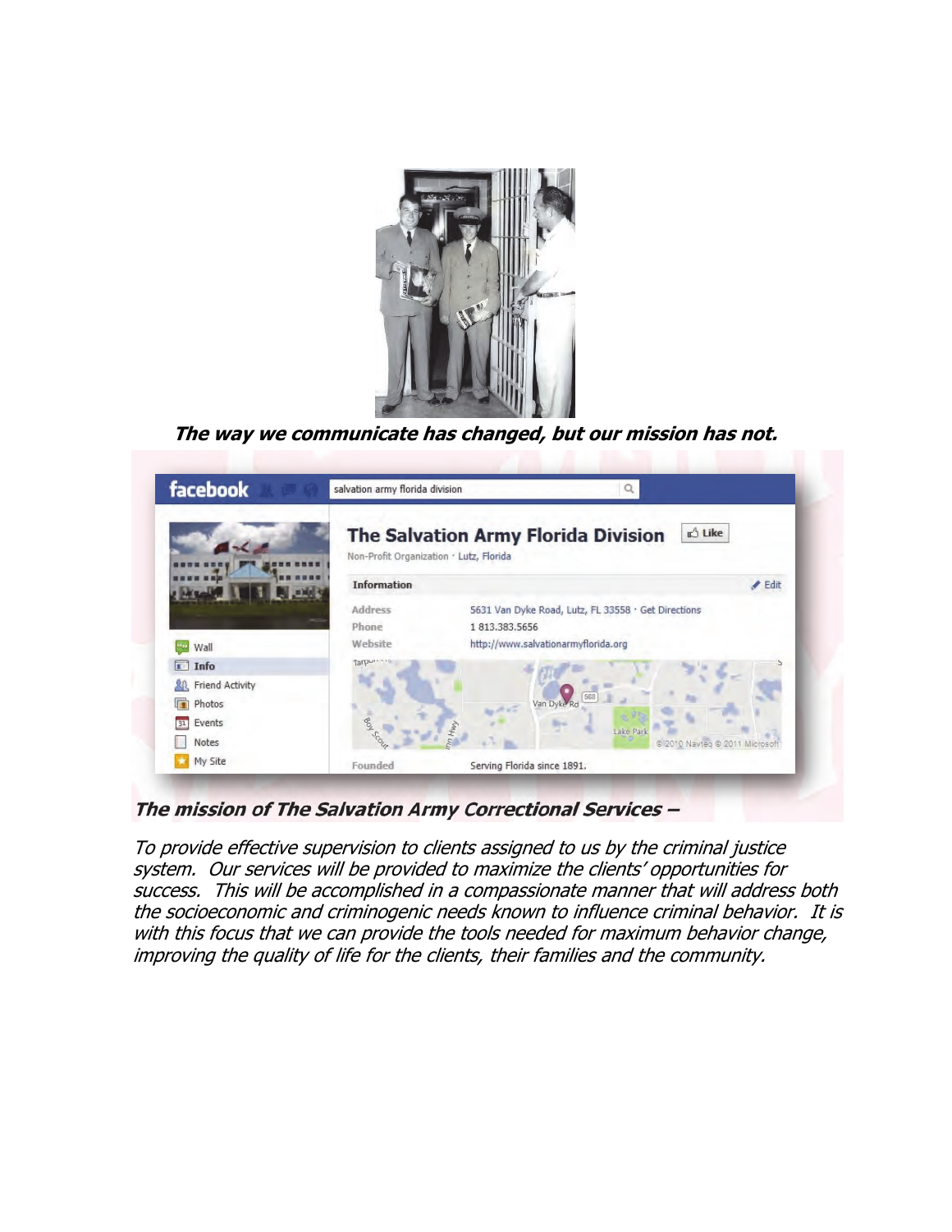***The way we communicate has changed, but our mission has not.***

***The mission of The Salvation Army Correctional Services –***

*To provide effective supervision to clients assigned to us by the criminal justice system. Our services will be provided to maximize the clients' opportunities for success. This will be accomplished in a compassionate manner that will address both the socioeconomic and criminogenic needs known to influence criminal behavior. It is with this focus that we can provide the tools needed for maximum behavior change, improving the quality of life for the clients, their families and the community.*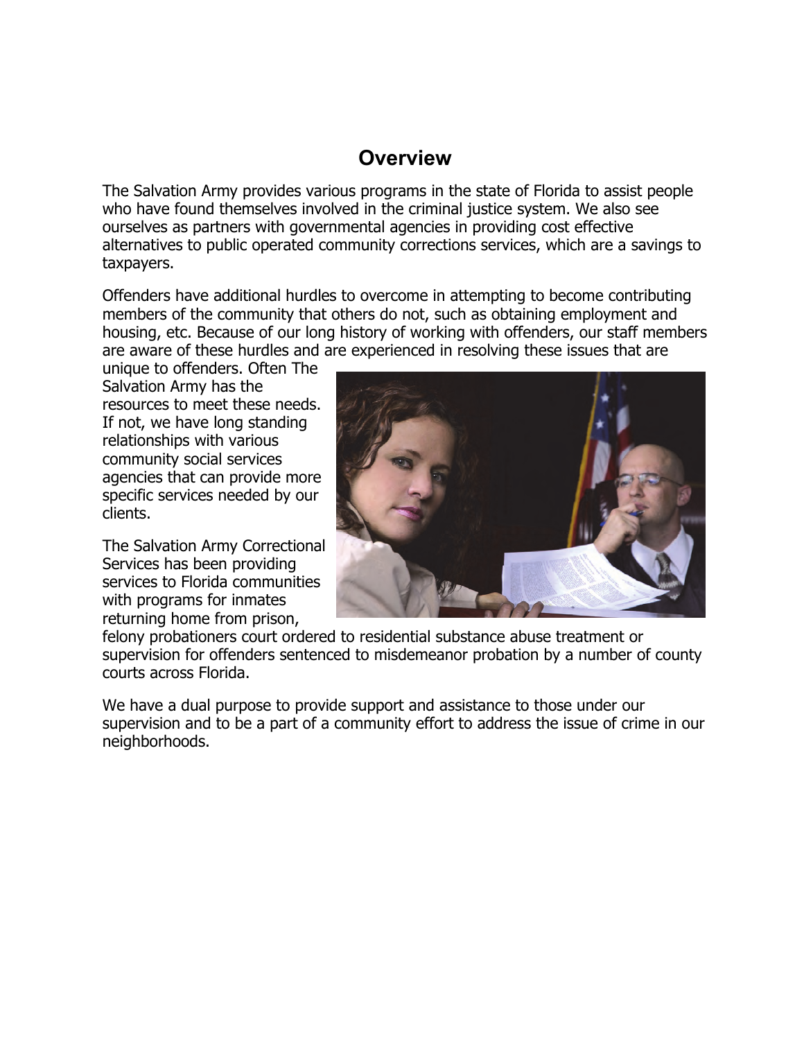# Overview

The Salvation Army provides various programs in the state of Florida to assist people who have found themselves involved in the criminal justice system. We also see ourselves as partners with governmental agencies in providing cost effective alternatives to public operated community corrections services, which are a savings to taxpayers.

Offenders have additional hurdles to overcome in attempting to become contributing members of the community that others do not, such as obtaining employment and housing, etc. Because of our long history of working with offenders, our staff members are aware of these hurdles and are experienced in resolving these issues that are unique to offenders. Often The Salvation Army has the resources to meet these needs. If not, we have long standing relationships with various community social services agencies that can provide more specific services needed by our clients.

The Salvation Army Correctional Services has been providing services to Florida communities with programs for inmates returning home from prison, felony probationers court ordered to residential substance abuse treatment or supervision for offenders sentenced to misdemeanor probation by a number of county courts across Florida.

We have a dual purpose to provide support and assistance to those under our supervision and to be a part of a community effort to address the issue of crime in our neighborhoods.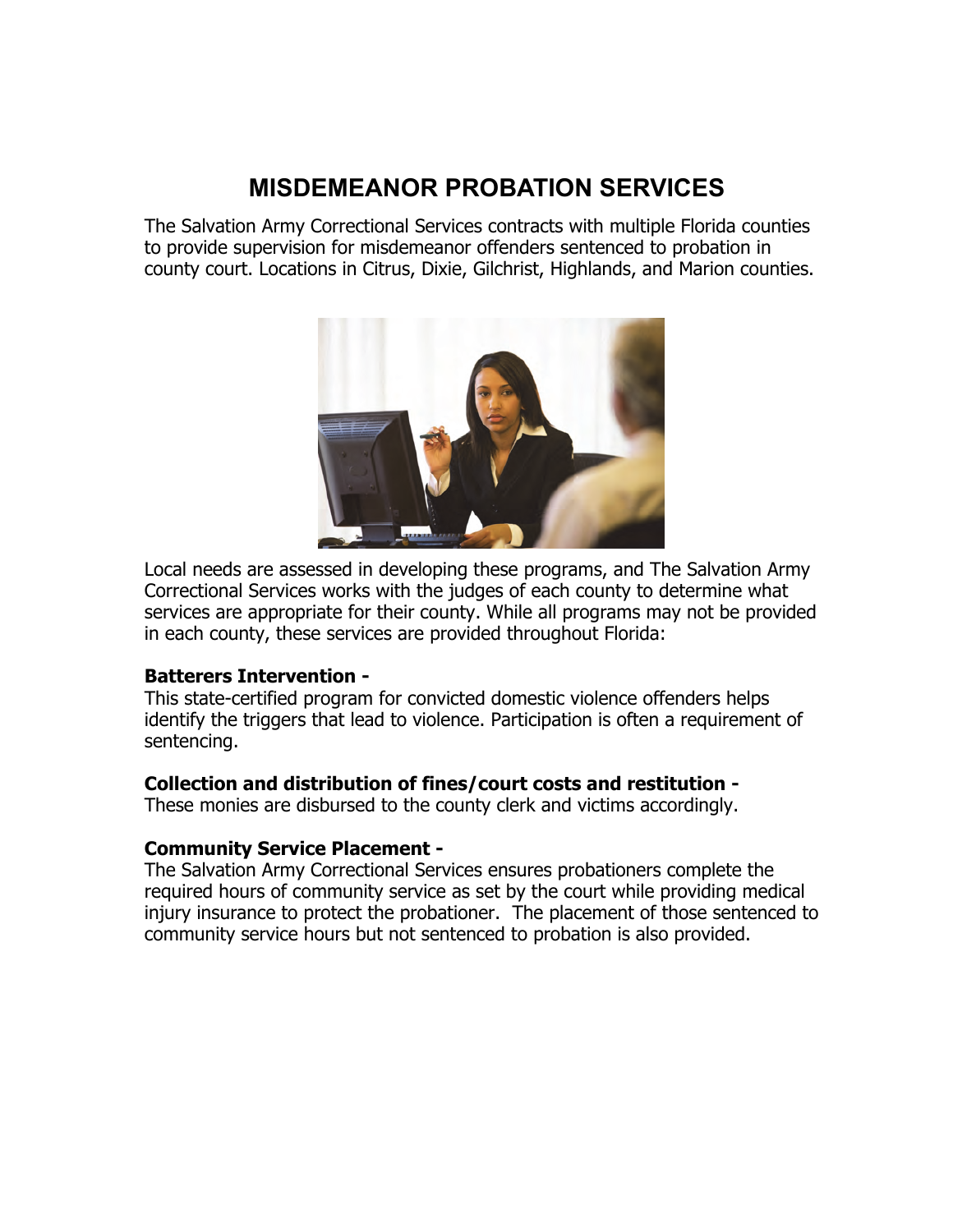# MISDEMEANOR PROBATION SERVICES

The Salvation Army Correctional Services contracts with multiple Florida counties to provide supervision for misdemeanor offenders sentenced to probation in county court. Locations in Citrus, Dixie, Gilchrist, Highlands, and Marion counties.

Local needs are assessed in developing these programs, and The Salvation Army Correctional Services works with the judges of each county to determine what services are appropriate for their county. While all programs may not be provided in each county, these services are provided throughout Florida:

**Batterers Intervention -**
This state-certified program for convicted domestic violence offenders helps identify the triggers that lead to violence. Participation is often a requirement of sentencing.

**Collection and distribution of fines/court costs and restitution -**
These monies are disbursed to the county clerk and victims accordingly.

**Community Service Placement -**
The Salvation Army Correctional Services ensures probationers complete the required hours of community service as set by the court while providing medical injury insurance to protect the probationer. The placement of those sentenced to community service hours but not sentenced to probation is also provided.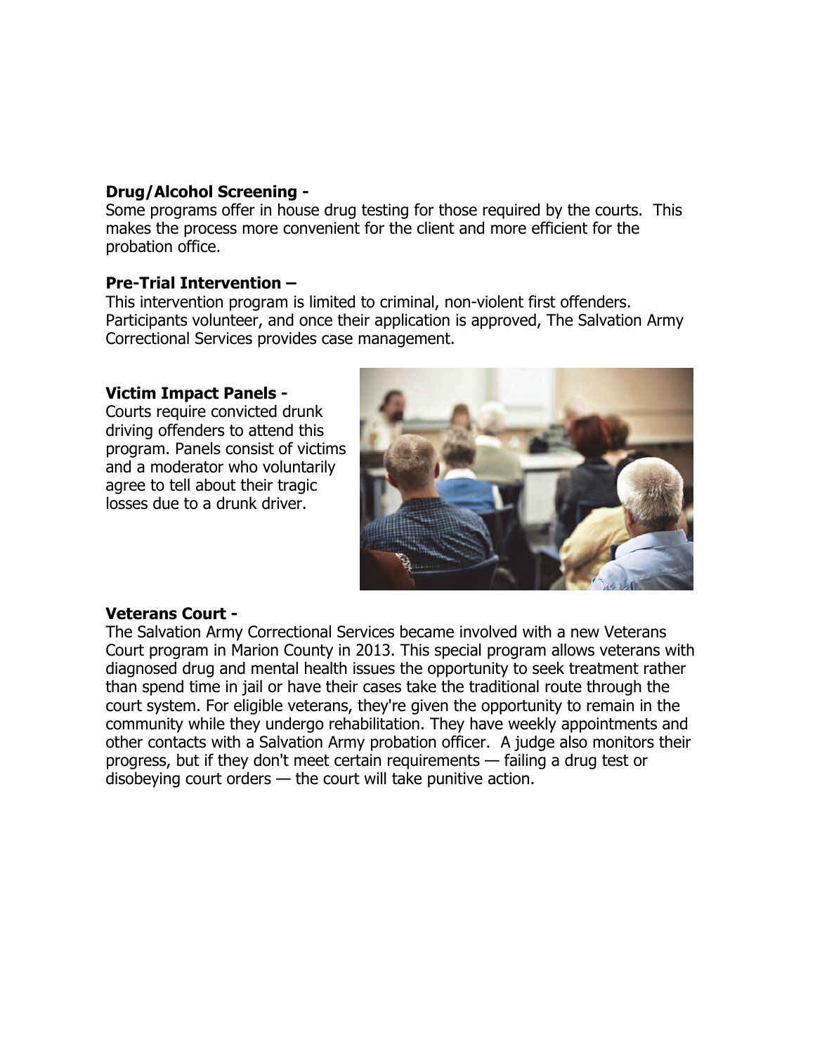**Drug/Alcohol Screening -**
Some programs offer in house drug testing for those required by the courts. This makes the process more convenient for the client and more efficient for the probation office.

**Pre-Trial Intervention –**
This intervention program is limited to criminal, non-violent first offenders. Participants volunteer, and once their application is approved, The Salvation Army Correctional Services provides case management.

**Victim Impact Panels -**
Courts require convicted drunk driving offenders to attend this program. Panels consist of victims and a moderator who voluntarily agree to tell about their tragic losses due to a drunk driver.

**Veterans Court -**
The Salvation Army Correctional Services became involved with a new Veterans Court program in Marion County in 2013. This special program allows veterans with diagnosed drug and mental health issues the opportunity to seek treatment rather than spend time in jail or have their cases take the traditional route through the court system. For eligible veterans, they're given the opportunity to remain in the community while they undergo rehabilitation. They have weekly appointments and other contacts with a Salvation Army probation officer. A judge also monitors their progress, but if they don't meet certain requirements — failing a drug test or disobeying court orders — the court will take punitive action.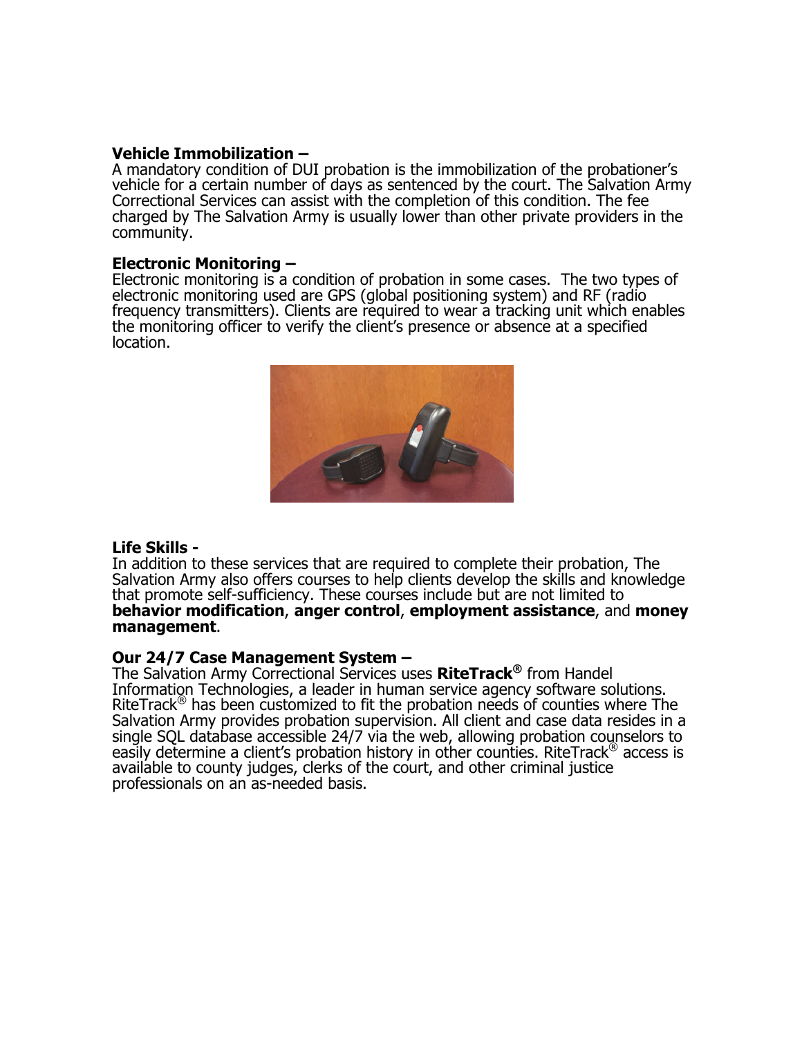**Vehicle Immobilization –**
A mandatory condition of DUI probation is the immobilization of the probationer's vehicle for a certain number of days as sentenced by the court. The Salvation Army Correctional Services can assist with the completion of this condition. The fee charged by The Salvation Army is usually lower than other private providers in the community.

**Electronic Monitoring –**
Electronic monitoring is a condition of probation in some cases. The two types of electronic monitoring used are GPS (global positioning system) and RF (radio frequency transmitters). Clients are required to wear a tracking unit which enables the monitoring officer to verify the client's presence or absence at a specified location.

**Life Skills -**
In addition to these services that are required to complete their probation, The Salvation Army also offers courses to help clients develop the skills and knowledge that promote self-sufficiency. These courses include but are not limited to **behavior modification**, **anger control**, **employment assistance**, and **money management**.

**Our 24/7 Case Management System –**
The Salvation Army Correctional Services uses **RiteTrack®** from Handel Information Technologies, a leader in human service agency software solutions. RiteTrack® has been customized to fit the probation needs of counties where The Salvation Army provides probation supervision. All client and case data resides in a single SQL database accessible 24/7 via the web, allowing probation counselors to easily determine a client's probation history in other counties. RiteTrack® access is available to county judges, clerks of the court, and other criminal justice professionals on an as-needed basis.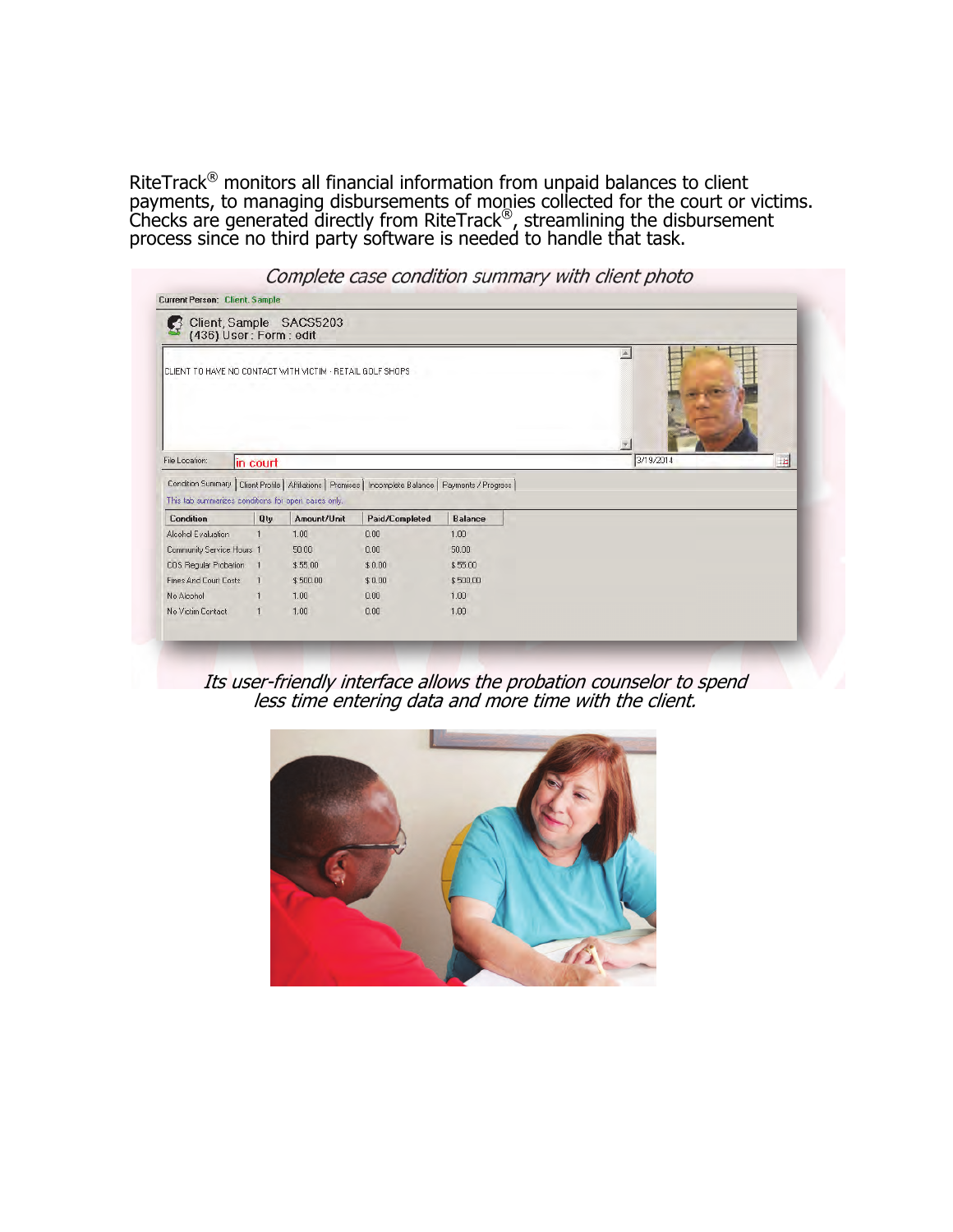RiteTrack® monitors all financial information from unpaid balances to client payments, to managing disbursements of monies collected for the court or victims. Checks are generated directly from RiteTrack®, streamlining the disbursement process since no third party software is needed to handle that task.

*Complete case condition summary with client photo*

Current Person: Client, Sample

Client, Sample SACS5203
(436) User : Form : edit

CLIENT TO HAVE NO CONTACT WITH VICTIM - RETAIL GOLF SHOPS

File Location: in court 3/19/2014

Condition Summary | Client Profile | Affiliations | Promises | Incomplete Balance | Payments / Progress

This tab summarizes conditions for open cases only.

| Condition | Qty | Amount/Unit | Paid/Completed | Balance |
|---|---|---|---|---|
| Alcohol Evaluation | 1 | 1.00 | 0.00 | 1.00 |
| Community Service Hours | 1 | 50.00 | 0.00 | 50.00 |
| COS Regular Probation | 1 | $ 55.00 | $ 0.00 | $ 55.00 |
| Fines And Court Costs | 1 | $ 500.00 | $ 0.00 | $ 500.00 |
| No Alcohol | 1 | 1.00 | 0.00 | 1.00 |
| No Victim Contact | 1 | 1.00 | 0.00 | 1.00 |

*Its user-friendly interface allows the probation counselor to spend less time entering data and more time with the client.*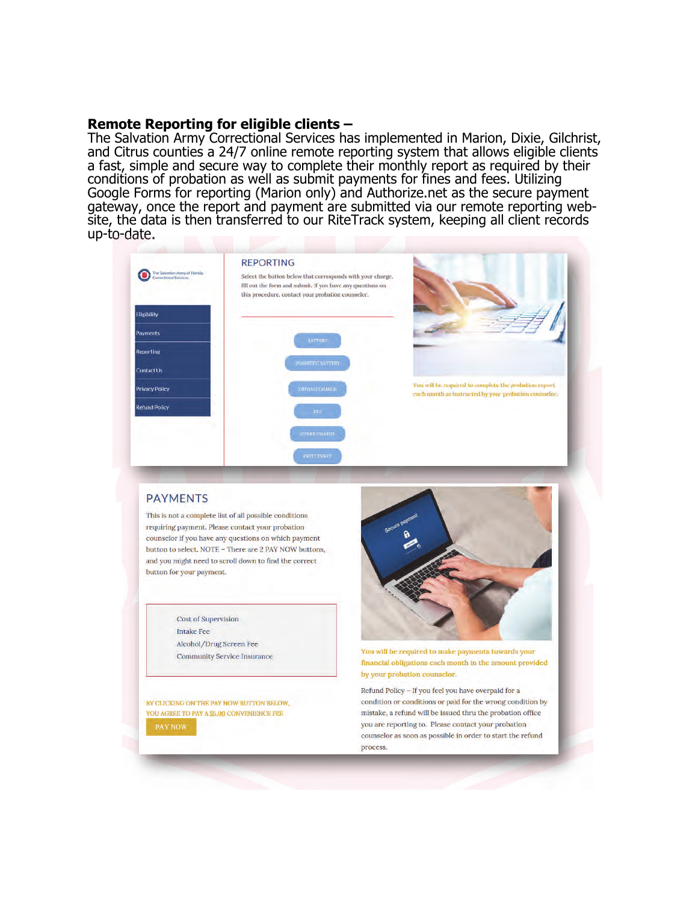**Remote Reporting for eligible clients –**
The Salvation Army Correctional Services has implemented in Marion, Dixie, Gilchrist, and Citrus counties a 24/7 online remote reporting system that allows eligible clients a fast, simple and secure way to complete their monthly report as required by their conditions of probation as well as submit payments for fines and fees. Utilizing Google Forms for reporting (Marion only) and Authorize.net as the secure payment gateway, once the report and payment are submitted via our remote reporting web-site, the data is then transferred to our RiteTrack system, keeping all client records up-to-date.

The Salvation Army of Florida Correctional Services

- Eligibility
- Payments
- Reporting
- Contact Us
- Privacy Policy
- Refund Policy

## REPORTING

Select the button below that corresponds with your charge, fill out the form and submit. If you have any questions on this procedure, contact your probation counselor.

- BATTERY
- DOMESTIC BATTERY
- DRIVING CHARGE
- DUI
- OTHER CHARGE
- PETIT THEFT

You will be required to complete the probation report each month as instructed by your probation counselor.

## PAYMENTS

This is not a complete list of all possible conditions requiring payment. Please contact your probation counselor if you have any questions on which payment button to select. NOTE – There are 2 PAY NOW buttons, and you might need to scroll down to find the correct button for your payment.

- Cost of Supervision
- Intake Fee
- Alcohol/Drug Screen Fee
- Community Service Insurance

BY CLICKING ON THE PAY NOW BUTTON BELOW, YOU AGREE TO PAY A $5.00 CONVENIENCE FEE

PAY NOW

You will be required to make payments towards your financial obligations each month in the amount provided by your probation counselor.

Refund Policy – If you feel you have overpaid for a condition or conditions or paid for the wrong condition by mistake, a refund will be issued thru the probation office you are reporting to. Please contact your probation counselor as soon as possible in order to start the refund process.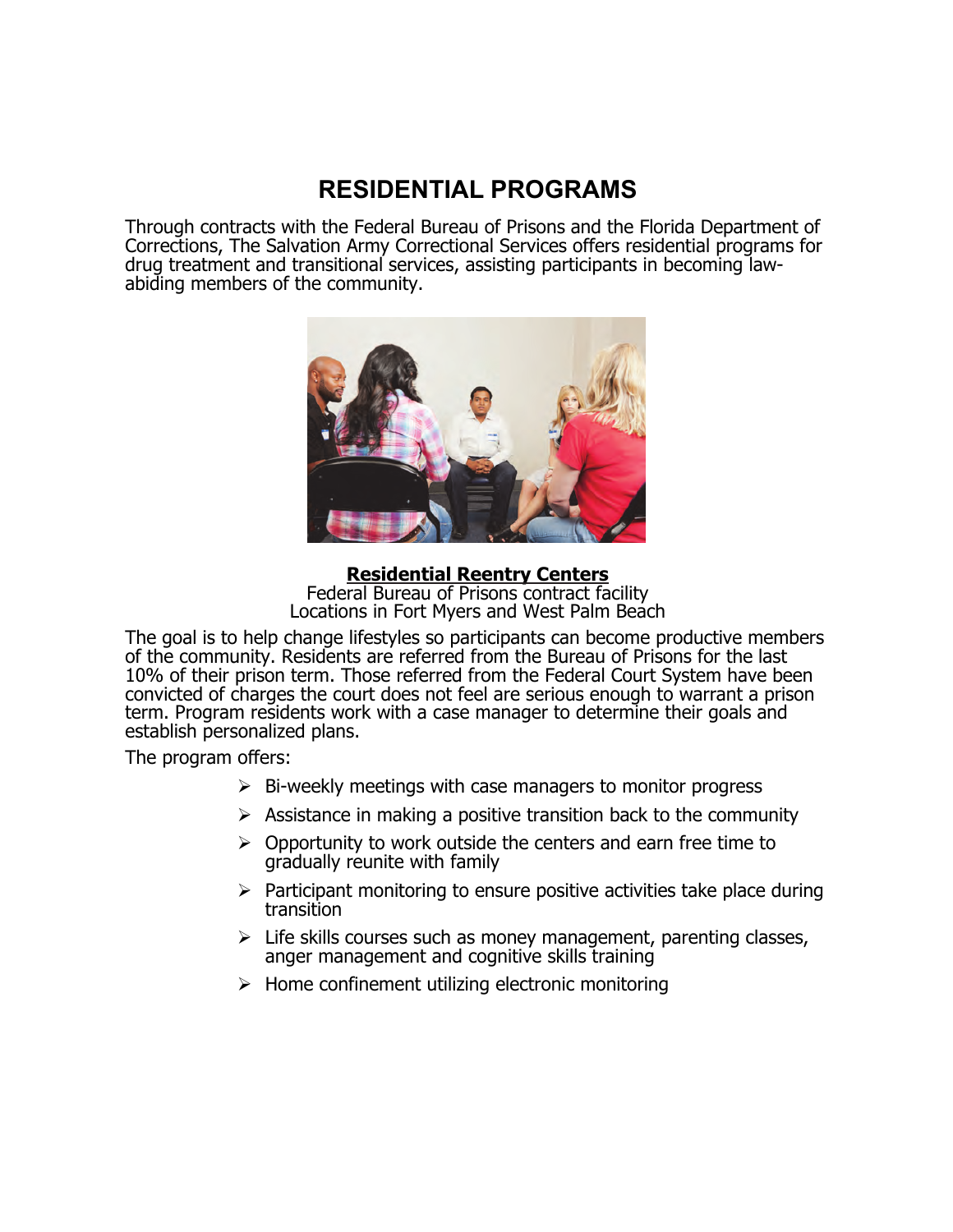# RESIDENTIAL PROGRAMS

Through contracts with the Federal Bureau of Prisons and the Florida Department of Corrections, The Salvation Army Correctional Services offers residential programs for drug treatment and transitional services, assisting participants in becoming law-abiding members of the community.

**Residential Reentry Centers**

Federal Bureau of Prisons contract facility
Locations in Fort Myers and West Palm Beach

The goal is to help change lifestyles so participants can become productive members of the community. Residents are referred from the Bureau of Prisons for the last 10% of their prison term. Those referred from the Federal Court System have been convicted of charges the court does not feel are serious enough to warrant a prison term. Program residents work with a case manager to determine their goals and establish personalized plans.

The program offers:

- Bi-weekly meetings with case managers to monitor progress
- Assistance in making a positive transition back to the community
- Opportunity to work outside the centers and earn free time to gradually reunite with family
- Participant monitoring to ensure positive activities take place during transition
- Life skills courses such as money management, parenting classes, anger management and cognitive skills training
- Home confinement utilizing electronic monitoring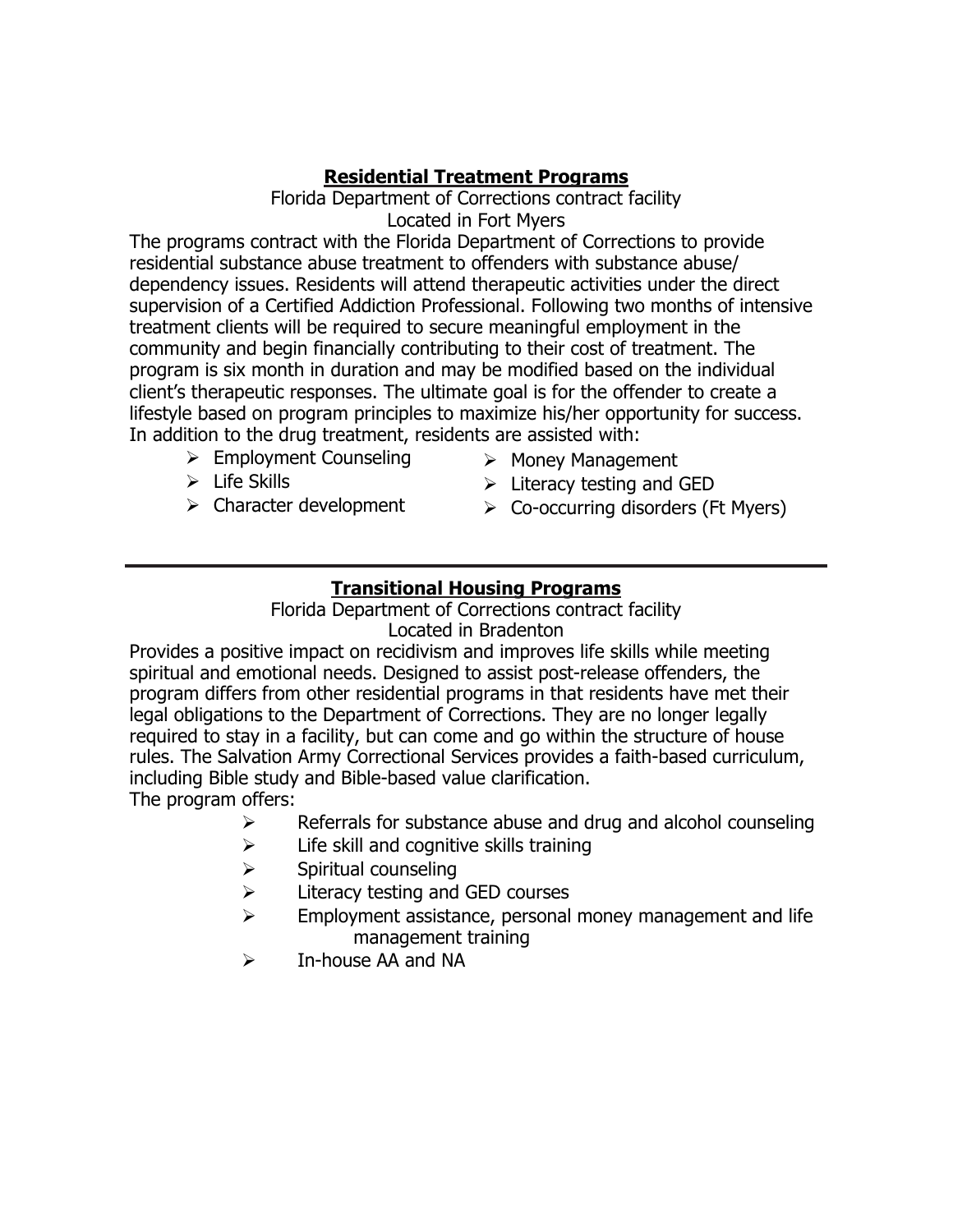## Residential Treatment Programs

Florida Department of Corrections contract facility
Located in Fort Myers

The programs contract with the Florida Department of Corrections to provide residential substance abuse treatment to offenders with substance abuse/ dependency issues. Residents will attend therapeutic activities under the direct supervision of a Certified Addiction Professional. Following two months of intensive treatment clients will be required to secure meaningful employment in the community and begin financially contributing to their cost of treatment. The program is six month in duration and may be modified based on the individual client's therapeutic responses. The ultimate goal is for the offender to create a lifestyle based on program principles to maximize his/her opportunity for success. In addition to the drug treatment, residents are assisted with:

- Employment Counseling
- Life Skills
- Character development
- Money Management
- Literacy testing and GED
- Co-occurring disorders (Ft Myers)

---

## Transitional Housing Programs

Florida Department of Corrections contract facility
Located in Bradenton

Provides a positive impact on recidivism and improves life skills while meeting spiritual and emotional needs. Designed to assist post-release offenders, the program differs from other residential programs in that residents have met their legal obligations to the Department of Corrections. They are no longer legally required to stay in a facility, but can come and go within the structure of house rules. The Salvation Army Correctional Services provides a faith-based curriculum, including Bible study and Bible-based value clarification.

The program offers:

- Referrals for substance abuse and drug and alcohol counseling
- Life skill and cognitive skills training
- Spiritual counseling
- Literacy testing and GED courses
- Employment assistance, personal money management and life management training
- In-house AA and NA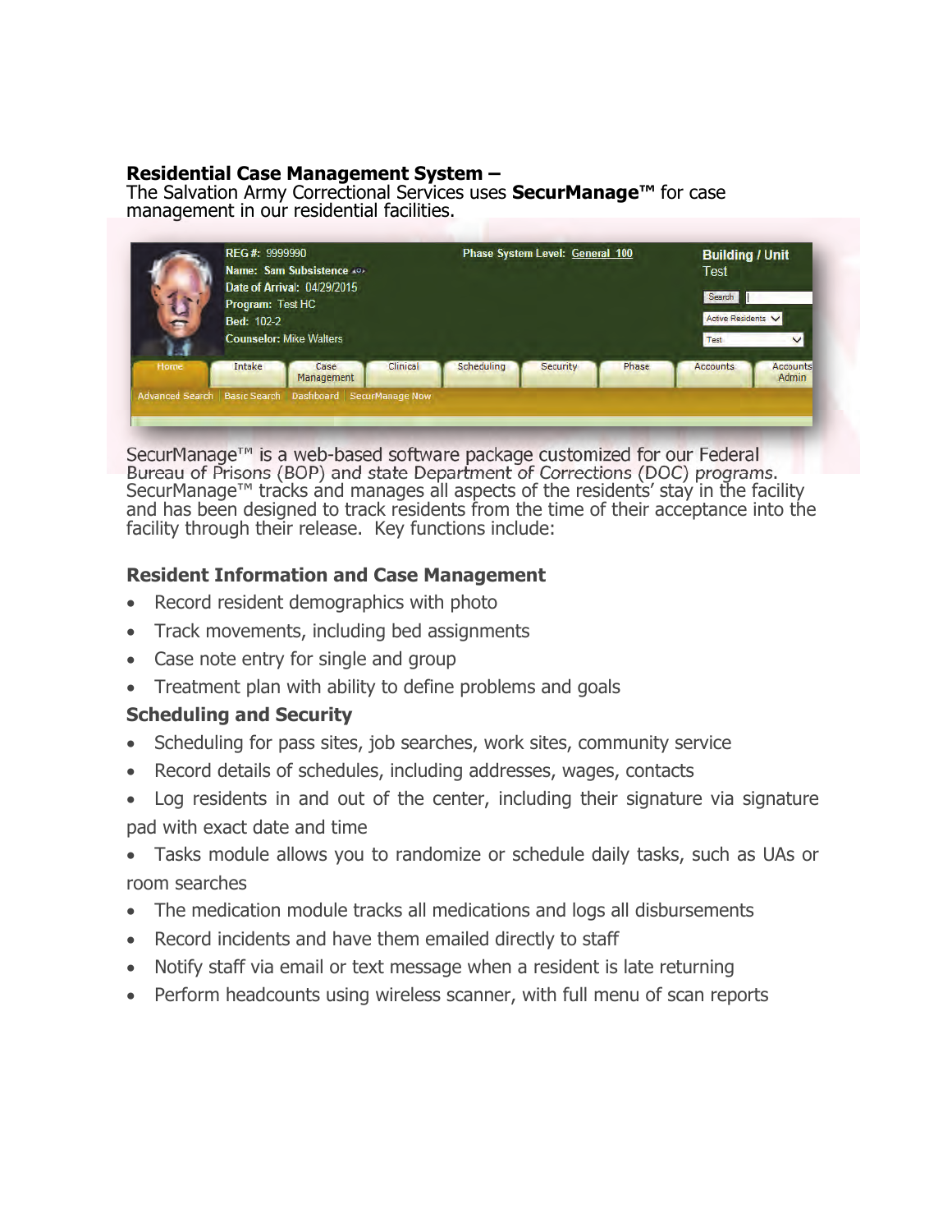**Residential Case Management System –**
The Salvation Army Correctional Services uses **SecurManage™** for case management in our residential facilities.

SecurManage™ is a web-based software package customized for our Federal Bureau of Prisons (BOP) and state Department of Corrections (DOC) programs. SecurManage™ tracks and manages all aspects of the residents' stay in the facility and has been designed to track residents from the time of their acceptance into the facility through their release. Key functions include:

### Resident Information and Case Management

- Record resident demographics with photo
- Track movements, including bed assignments
- Case note entry for single and group
- Treatment plan with ability to define problems and goals

### Scheduling and Security

- Scheduling for pass sites, job searches, work sites, community service
- Record details of schedules, including addresses, wages, contacts
- Log residents in and out of the center, including their signature via signature pad with exact date and time
- Tasks module allows you to randomize or schedule daily tasks, such as UAs or room searches
- The medication module tracks all medications and logs all disbursements
- Record incidents and have them emailed directly to staff
- Notify staff via email or text message when a resident is late returning
- Perform headcounts using wireless scanner, with full menu of scan reports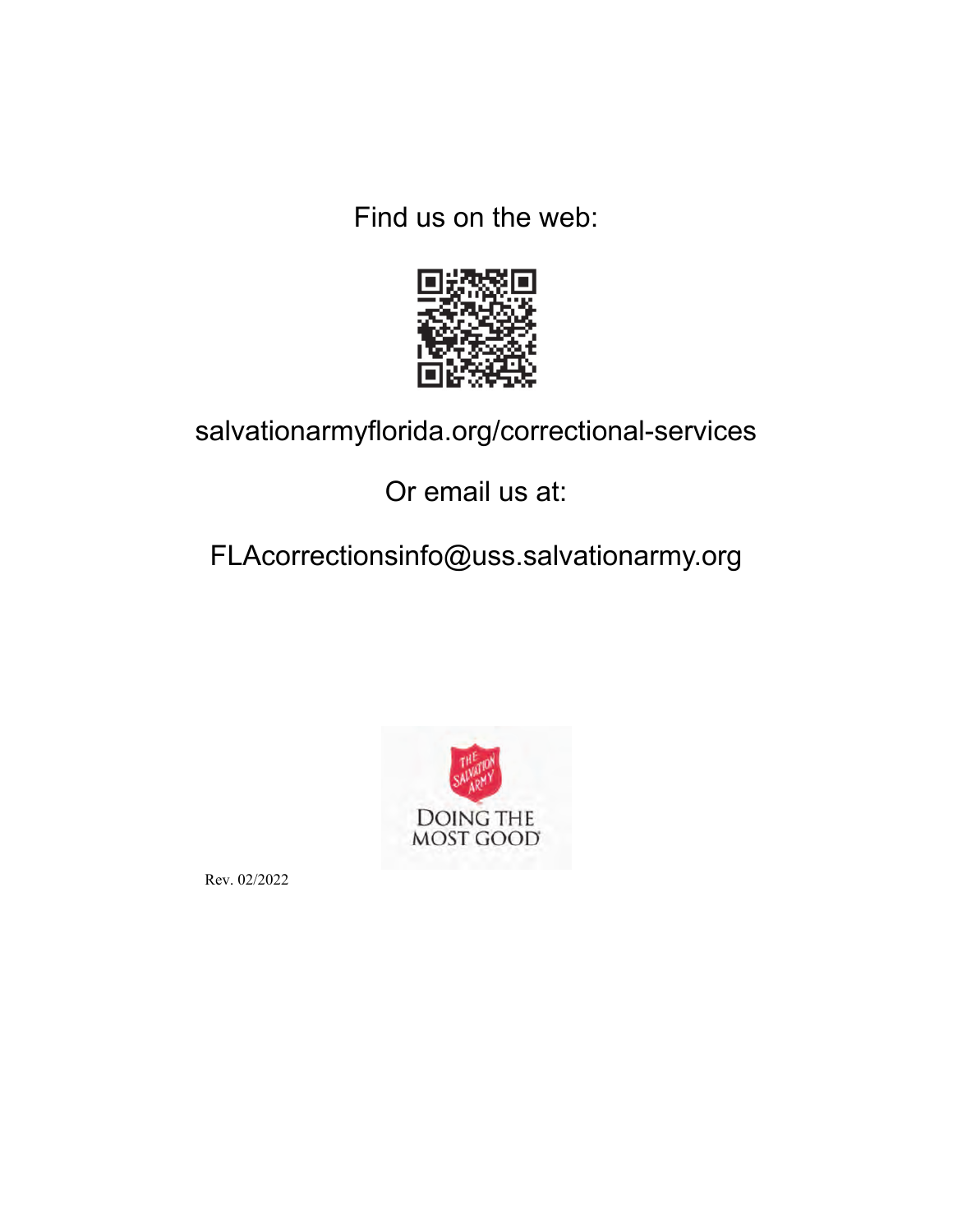Find us on the web:

salvationarmyflorida.org/correctional-services

Or email us at:

FLAcorrectionsinfo@uss.salvationarmy.org

THE SALVATION ARMY

DOING THE MOST GOOD

Rev. 02/2022